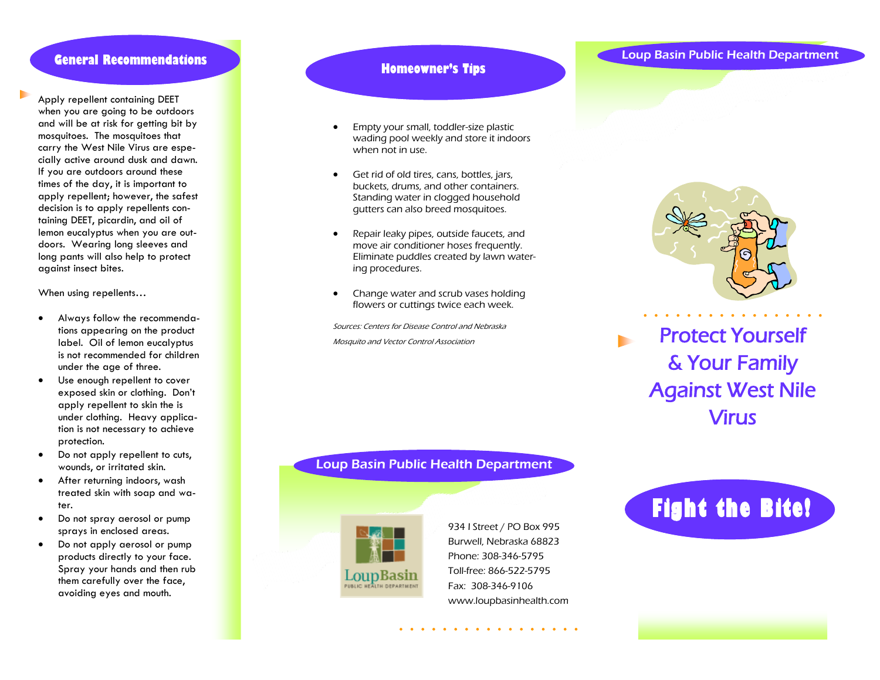## General Recommendations

Apply repellent containing DEET when you are going to be outdoors and will be at risk for getting bit by mosquitoes. The mosquitoes that carry the West Nile Virus are especially active around dusk and dawn. If you are outdoors around these times of the day, it is important to apply repellent; however, the safest decision is to apply repellents containing DEET, picardin, and oil of lemon eucalyptus when you are outdoors. Wearing long sleeves and long pants will also help to protect against insect bites.

When using repellents…

- Always follow the recommendations appearing on the product label. Oil of lemon eucalyptus is not recommended for children under the age of three.
- Use enough repellent to cover exposed skin or clothing. Don't apply repellent to skin the is under clothing. Heavy application is not necessary to achieve protection.
- Do not apply repellent to cuts, wounds, or irritated skin.
- After returning indoors, wash treated skin with soap and water.
- Do not spray aerosol or pump sprays in enclosed areas.
- Do not apply aerosol or pump products directly to your face. Spray your hands and then rub them carefully over the face, avoiding eyes and mouth.

## Homeowner's Tips

- Empty your small, toddler-size plastic wading pool weekly and store it indoors when not in use.
- Get rid of old tires, cans, bottles, jars, buckets, drums, and other containers. Standing water in clogged household gutters can also breed mosquitoes.
- Repair leaky pipes, outside faucets, and move air conditioner hoses frequently. Eliminate puddles created by lawn watering procedures.
- Change water and scrub vases holding flowers or cuttings twice each week.

*Sources: Centers for Disease Control and Nebraska Mosquito and Vector Control Association*

## Loup Basin Public Health Department

LoupBasin PUBLIC HEALTH DEPARTMENT

934 I Street / PO Box 995
Burwell, Nebraska 68823
Phone: 308-346-5795
Toll-free: 866-522-5795
Fax: 308-346-9106
www.loupbasinhealth.com

## Loup Basin Public Health Department

# Protect Yourself & Your Family Against West Nile Virus

# Fight the Bite!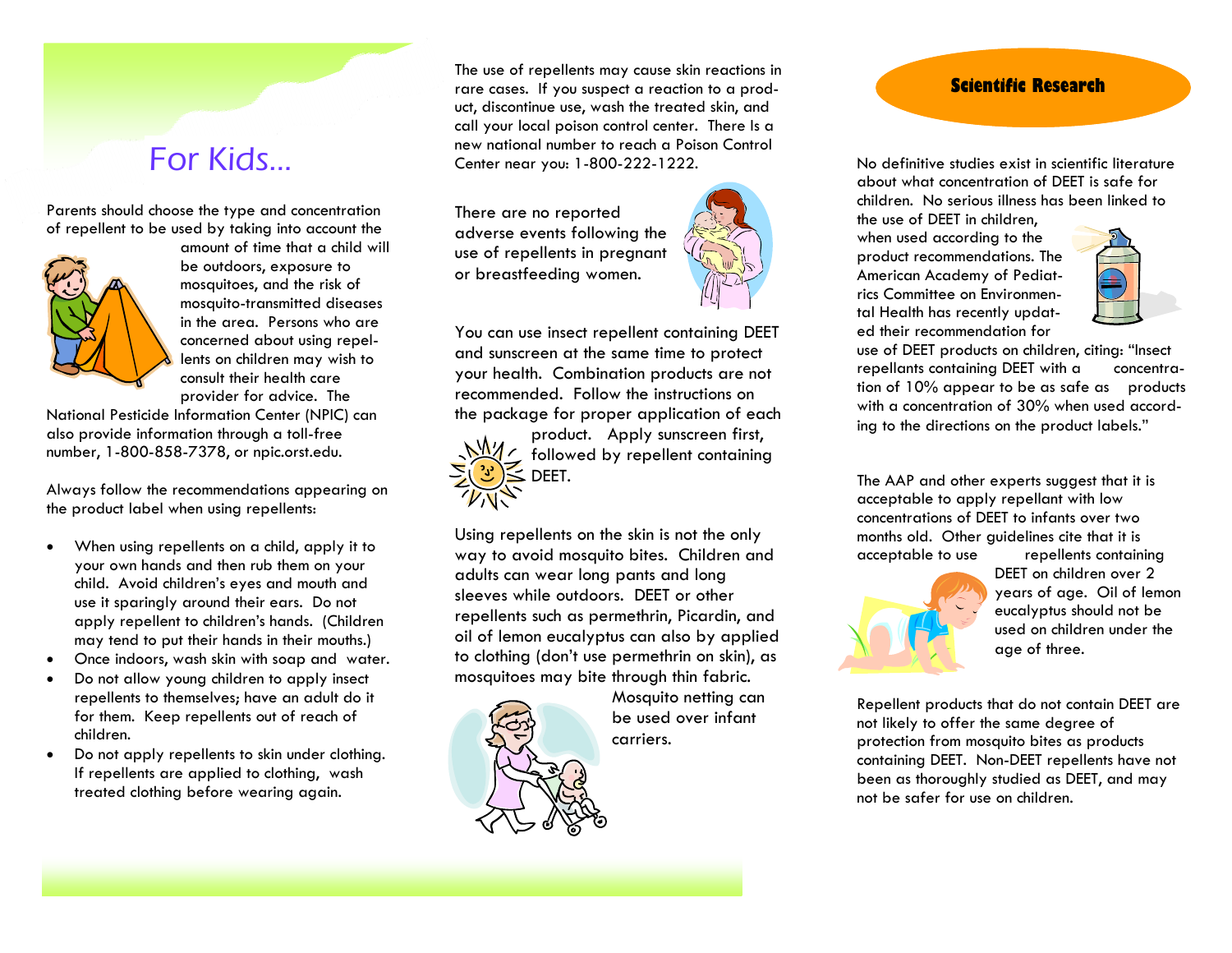# For Kids…

Parents should choose the type and concentration of repellent to be used by taking into account the amount of time that a child will be outdoors, exposure to mosquitoes, and the risk of mosquito-transmitted diseases in the area. Persons who are concerned about using repellents on children may wish to consult their health care provider for advice. The National Pesticide Information Center (NPIC) can also provide information through a toll-free number, 1-800-858-7378, or npic.orst.edu.

Always follow the recommendations appearing on the product label when using repellents:

- When using repellents on a child, apply it to your own hands and then rub them on your child. Avoid children's eyes and mouth and use it sparingly around their ears. Do not apply repellent to children's hands. (Children may tend to put their hands in their mouths.)
- Once indoors, wash skin with soap and water.
- Do not allow young children to apply insect repellents to themselves; have an adult do it for them. Keep repellents out of reach of children.
- Do not apply repellents to skin under clothing. If repellents are applied to clothing, wash treated clothing before wearing again.

The use of repellents may cause skin reactions in rare cases. If you suspect a reaction to a product, discontinue use, wash the treated skin, and call your local poison control center. There Is a new national number to reach a Poison Control Center near you: 1-800-222-1222.

There are no reported adverse events following the use of repellents in pregnant or breastfeeding women.

You can use insect repellent containing DEET and sunscreen at the same time to protect your health. Combination products are not recommended. Follow the instructions on the package for proper application of each product. Apply sunscreen first, followed by repellent containing DEET.

Using repellents on the skin is not the only way to avoid mosquito bites. Children and adults can wear long pants and long sleeves while outdoors. DEET or other repellents such as permethrin, Picardin, and oil of lemon eucalyptus can also by applied to clothing (don't use permethrin on skin), as mosquitoes may bite through thin fabric. Mosquito netting can be used over infant carriers.

## Scientific Research

No definitive studies exist in scientific literature about what concentration of DEET is safe for children. No serious illness has been linked to the use of DEET in children, when used according to the product recommendations. The American Academy of Pediatrics Committee on Environmental Health has recently updated their recommendation for use of DEET products on children, citing: "Insect repellants containing DEET with a concentration of 10% appear to be as safe as products with a concentration of 30% when used according to the directions on the product labels."

The AAP and other experts suggest that it is acceptable to apply repellant with low concentrations of DEET to infants over two months old. Other guidelines cite that it is acceptable to use repellents containing DEET on children over 2 years of age. Oil of lemon eucalyptus should not be used on children under the age of three.

Repellent products that do not contain DEET are not likely to offer the same degree of protection from mosquito bites as products containing DEET. Non-DEET repellents have not been as thoroughly studied as DEET, and may not be safer for use on children.